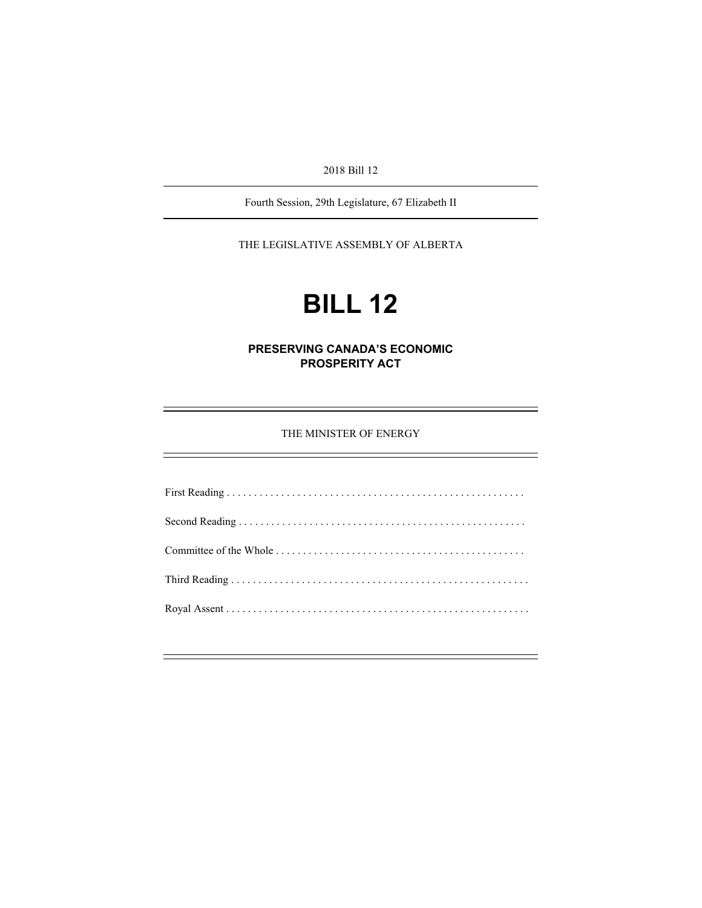2018 Bill 12

---

Fourth Session, 29th Legislature, 67 Elizabeth II

---

THE LEGISLATIVE ASSEMBLY OF ALBERTA

# BILL 12

## PRESERVING CANADA'S ECONOMIC PROSPERITY ACT

---

THE MINISTER OF ENERGY

---

First Reading . . . . . . . . . . . . . . . . . . . . . . . . . . . . . . . . . . . . . . . . . . . . . . . . . . . . . .

Second Reading . . . . . . . . . . . . . . . . . . . . . . . . . . . . . . . . . . . . . . . . . . . . . . . . . . . .

Committee of the Whole . . . . . . . . . . . . . . . . . . . . . . . . . . . . . . . . . . . . . . . . . . . . .

Third Reading . . . . . . . . . . . . . . . . . . . . . . . . . . . . . . . . . . . . . . . . . . . . . . . . . . . . . . .

Royal Assent . . . . . . . . . . . . . . . . . . . . . . . . . . . . . . . . . . . . . . . . . . . . . . . . . . . . . . . .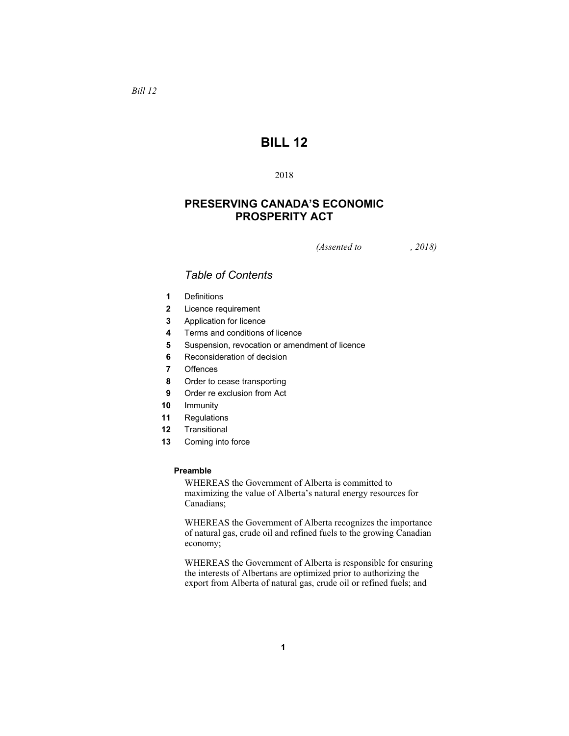*Bill 12*

# BILL 12

2018

## PRESERVING CANADA'S ECONOMIC PROSPERITY ACT

*(Assented to , 2018)*

### *Table of Contents*

- **1** Definitions
- **2** Licence requirement
- **3** Application for licence
- **4** Terms and conditions of licence
- **5** Suspension, revocation or amendment of licence
- **6** Reconsideration of decision
- **7** Offences
- **8** Order to cease transporting
- **9** Order re exclusion from Act
- **10** Immunity
- **11** Regulations
- **12** Transitional
- **13** Coming into force

**Preamble**

WHEREAS the Government of Alberta is committed to maximizing the value of Alberta's natural energy resources for Canadians;

WHEREAS the Government of Alberta recognizes the importance of natural gas, crude oil and refined fuels to the growing Canadian economy;

WHEREAS the Government of Alberta is responsible for ensuring the interests of Albertans are optimized prior to authorizing the export from Alberta of natural gas, crude oil or refined fuels; and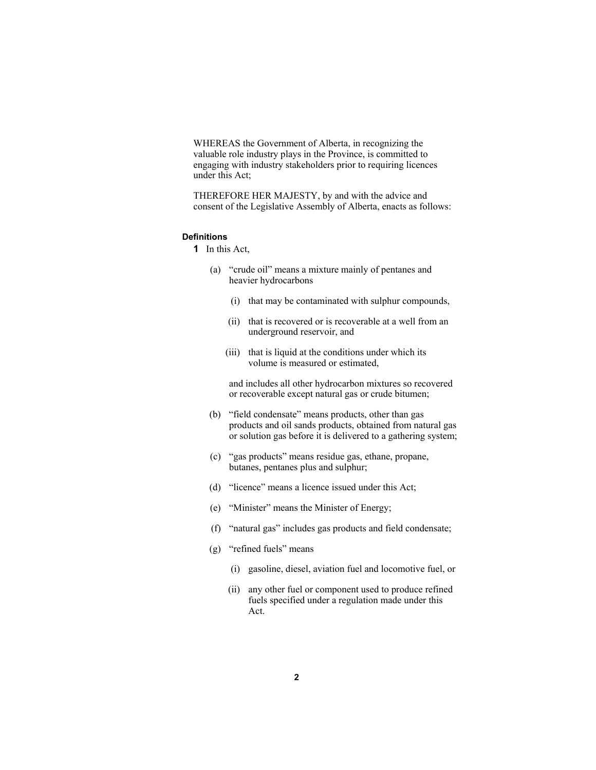WHEREAS the Government of Alberta, in recognizing the valuable role industry plays in the Province, is committed to engaging with industry stakeholders prior to requiring licences under this Act;

THEREFORE HER MAJESTY, by and with the advice and consent of the Legislative Assembly of Alberta, enacts as follows:

**Definitions**

**1** In this Act,

(a) "crude oil" means a mixture mainly of pentanes and heavier hydrocarbons

(i) that may be contaminated with sulphur compounds,

(ii) that is recovered or is recoverable at a well from an underground reservoir, and

(iii) that is liquid at the conditions under which its volume is measured or estimated,

and includes all other hydrocarbon mixtures so recovered or recoverable except natural gas or crude bitumen;

(b) "field condensate" means products, other than gas products and oil sands products, obtained from natural gas or solution gas before it is delivered to a gathering system;

(c) "gas products" means residue gas, ethane, propane, butanes, pentanes plus and sulphur;

(d) "licence" means a licence issued under this Act;

(e) "Minister" means the Minister of Energy;

(f) "natural gas" includes gas products and field condensate;

(g) "refined fuels" means

(i) gasoline, diesel, aviation fuel and locomotive fuel, or

(ii) any other fuel or component used to produce refined fuels specified under a regulation made under this Act.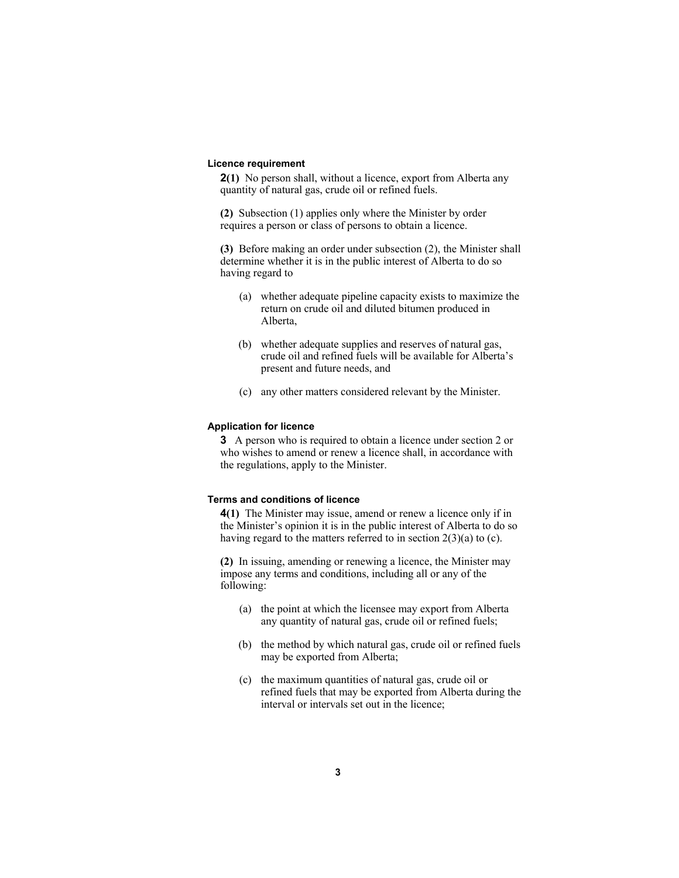#### Licence requirement

**2(1)** No person shall, without a licence, export from Alberta any quantity of natural gas, crude oil or refined fuels.

**(2)** Subsection (1) applies only where the Minister by order requires a person or class of persons to obtain a licence.

**(3)** Before making an order under subsection (2), the Minister shall determine whether it is in the public interest of Alberta to do so having regard to

- (a) whether adequate pipeline capacity exists to maximize the return on crude oil and diluted bitumen produced in Alberta,
- (b) whether adequate supplies and reserves of natural gas, crude oil and refined fuels will be available for Alberta's present and future needs, and
- (c) any other matters considered relevant by the Minister.

#### Application for licence

**3** A person who is required to obtain a licence under section 2 or who wishes to amend or renew a licence shall, in accordance with the regulations, apply to the Minister.

#### Terms and conditions of licence

**4(1)** The Minister may issue, amend or renew a licence only if in the Minister's opinion it is in the public interest of Alberta to do so having regard to the matters referred to in section 2(3)(a) to (c).

**(2)** In issuing, amending or renewing a licence, the Minister may impose any terms and conditions, including all or any of the following:

- (a) the point at which the licensee may export from Alberta any quantity of natural gas, crude oil or refined fuels;
- (b) the method by which natural gas, crude oil or refined fuels may be exported from Alberta;
- (c) the maximum quantities of natural gas, crude oil or refined fuels that may be exported from Alberta during the interval or intervals set out in the licence;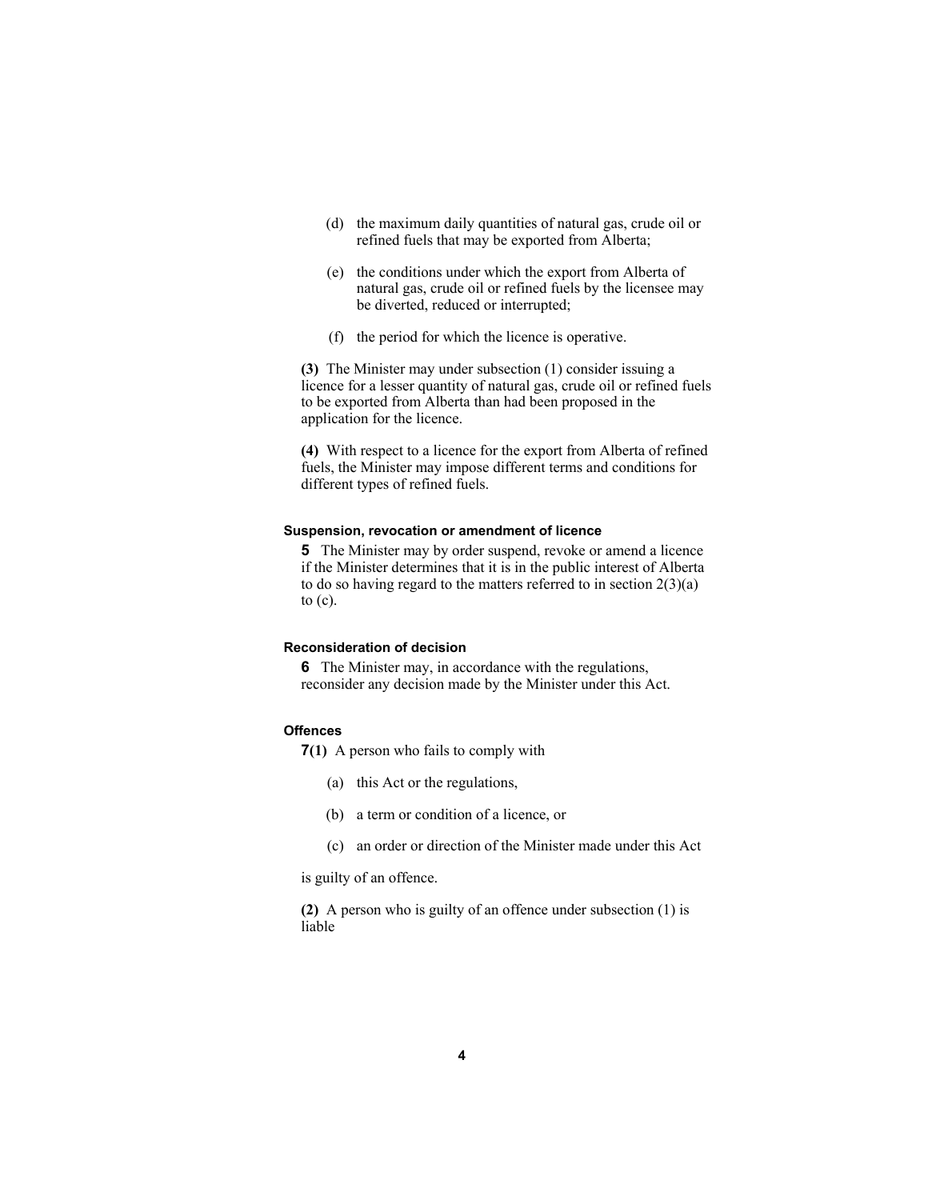(d) the maximum daily quantities of natural gas, crude oil or refined fuels that may be exported from Alberta;

(e) the conditions under which the export from Alberta of natural gas, crude oil or refined fuels by the licensee may be diverted, reduced or interrupted;

(f) the period for which the licence is operative.

**(3)** The Minister may under subsection (1) consider issuing a licence for a lesser quantity of natural gas, crude oil or refined fuels to be exported from Alberta than had been proposed in the application for the licence.

**(4)** With respect to a licence for the export from Alberta of refined fuels, the Minister may impose different terms and conditions for different types of refined fuels.

#### Suspension, revocation or amendment of licence

**5** The Minister may by order suspend, revoke or amend a licence if the Minister determines that it is in the public interest of Alberta to do so having regard to the matters referred to in section 2(3)(a) to (c).

#### Reconsideration of decision

**6** The Minister may, in accordance with the regulations, reconsider any decision made by the Minister under this Act.

#### Offences

**7(1)** A person who fails to comply with

(a) this Act or the regulations,

(b) a term or condition of a licence, or

(c) an order or direction of the Minister made under this Act

is guilty of an offence.

**(2)** A person who is guilty of an offence under subsection (1) is liable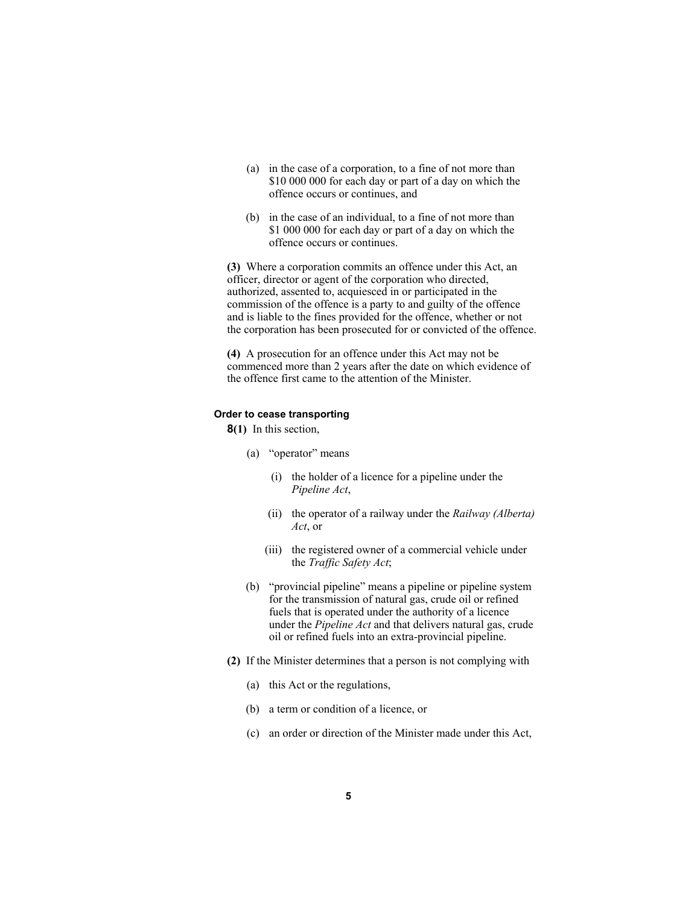(a) in the case of a corporation, to a fine of not more than $10 000 000 for each day or part of a day on which the offence occurs or continues, and

(b) in the case of an individual, to a fine of not more than $1 000 000 for each day or part of a day on which the offence occurs or continues.

**(3)** Where a corporation commits an offence under this Act, an officer, director or agent of the corporation who directed, authorized, assented to, acquiesced in or participated in the commission of the offence is a party to and guilty of the offence and is liable to the fines provided for the offence, whether or not the corporation has been prosecuted for or convicted of the offence.

**(4)** A prosecution for an offence under this Act may not be commenced more than 2 years after the date on which evidence of the offence first came to the attention of the Minister.

#### Order to cease transporting

**8(1)** In this section,

(a) "operator" means

(i) the holder of a licence for a pipeline under the *Pipeline Act*,

(ii) the operator of a railway under the *Railway (Alberta) Act*, or

(iii) the registered owner of a commercial vehicle under the *Traffic Safety Act*;

(b) "provincial pipeline" means a pipeline or pipeline system for the transmission of natural gas, crude oil or refined fuels that is operated under the authority of a licence under the *Pipeline Act* and that delivers natural gas, crude oil or refined fuels into an extra-provincial pipeline.

**(2)** If the Minister determines that a person is not complying with

(a) this Act or the regulations,

(b) a term or condition of a licence, or

(c) an order or direction of the Minister made under this Act,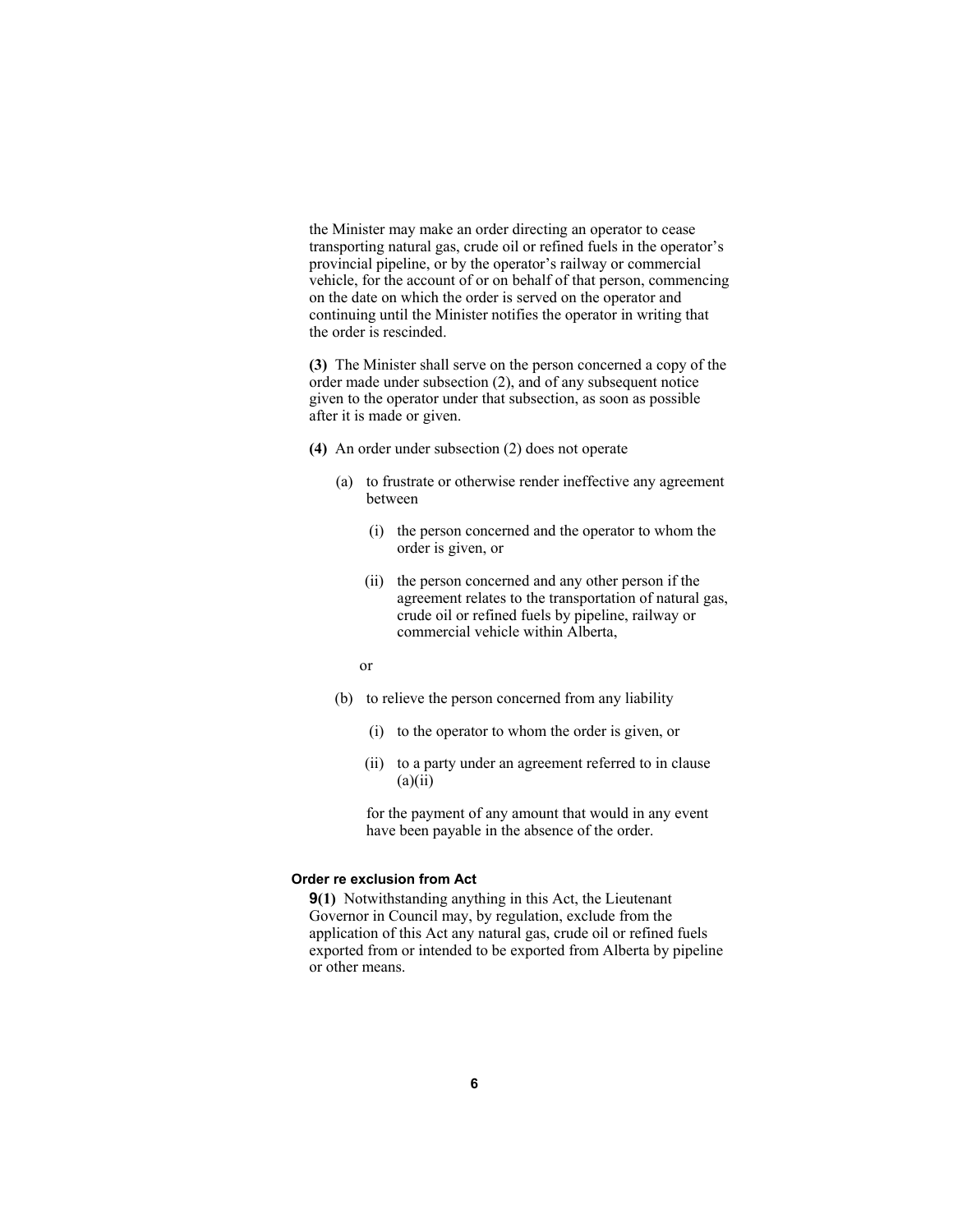the Minister may make an order directing an operator to cease transporting natural gas, crude oil or refined fuels in the operator's provincial pipeline, or by the operator's railway or commercial vehicle, for the account of or on behalf of that person, commencing on the date on which the order is served on the operator and continuing until the Minister notifies the operator in writing that the order is rescinded.

**(3)** The Minister shall serve on the person concerned a copy of the order made under subsection (2), and of any subsequent notice given to the operator under that subsection, as soon as possible after it is made or given.

**(4)** An order under subsection (2) does not operate

(a) to frustrate or otherwise render ineffective any agreement between

(i) the person concerned and the operator to whom the order is given, or

(ii) the person concerned and any other person if the agreement relates to the transportation of natural gas, crude oil or refined fuels by pipeline, railway or commercial vehicle within Alberta,

or

(b) to relieve the person concerned from any liability

(i) to the operator to whom the order is given, or

(ii) to a party under an agreement referred to in clause (a)(ii)

for the payment of any amount that would in any event have been payable in the absence of the order.

**Order re exclusion from Act**

**9(1)** Notwithstanding anything in this Act, the Lieutenant Governor in Council may, by regulation, exclude from the application of this Act any natural gas, crude oil or refined fuels exported from or intended to be exported from Alberta by pipeline or other means.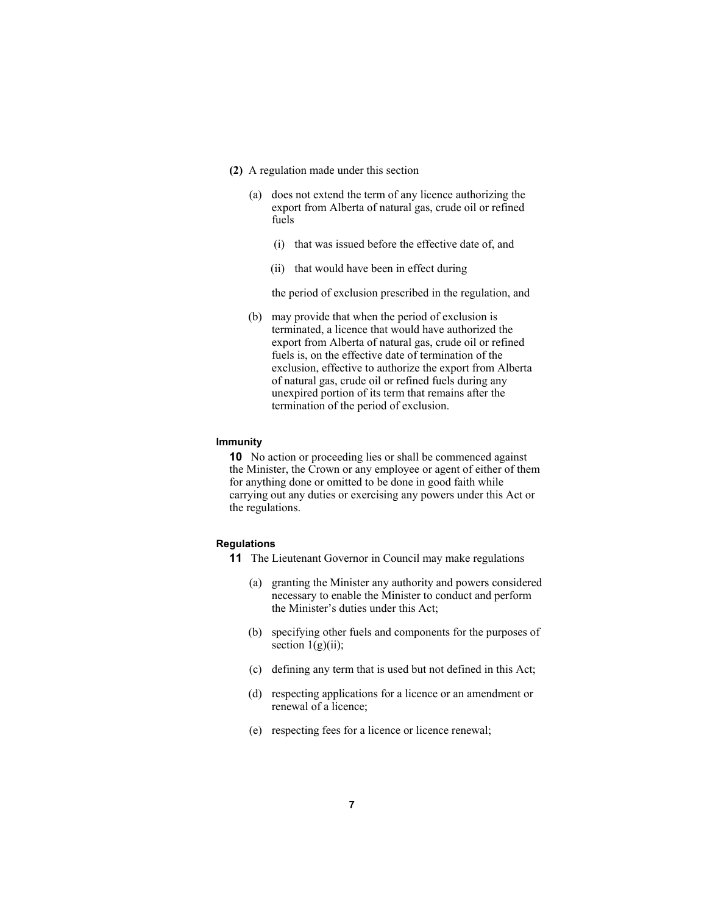**(2)** A regulation made under this section

- (a) does not extend the term of any licence authorizing the export from Alberta of natural gas, crude oil or refined fuels

  - (i) that was issued before the effective date of, and

  - (ii) that would have been in effect during

  the period of exclusion prescribed in the regulation, and

- (b) may provide that when the period of exclusion is terminated, a licence that would have authorized the export from Alberta of natural gas, crude oil or refined fuels is, on the effective date of termination of the exclusion, effective to authorize the export from Alberta of natural gas, crude oil or refined fuels during any unexpired portion of its term that remains after the termination of the period of exclusion.

#### Immunity

**10** No action or proceeding lies or shall be commenced against the Minister, the Crown or any employee or agent of either of them for anything done or omitted to be done in good faith while carrying out any duties or exercising any powers under this Act or the regulations.

#### Regulations

**11** The Lieutenant Governor in Council may make regulations

- (a) granting the Minister any authority and powers considered necessary to enable the Minister to conduct and perform the Minister's duties under this Act;

- (b) specifying other fuels and components for the purposes of section 1(g)(ii);

- (c) defining any term that is used but not defined in this Act;

- (d) respecting applications for a licence or an amendment or renewal of a licence;

- (e) respecting fees for a licence or licence renewal;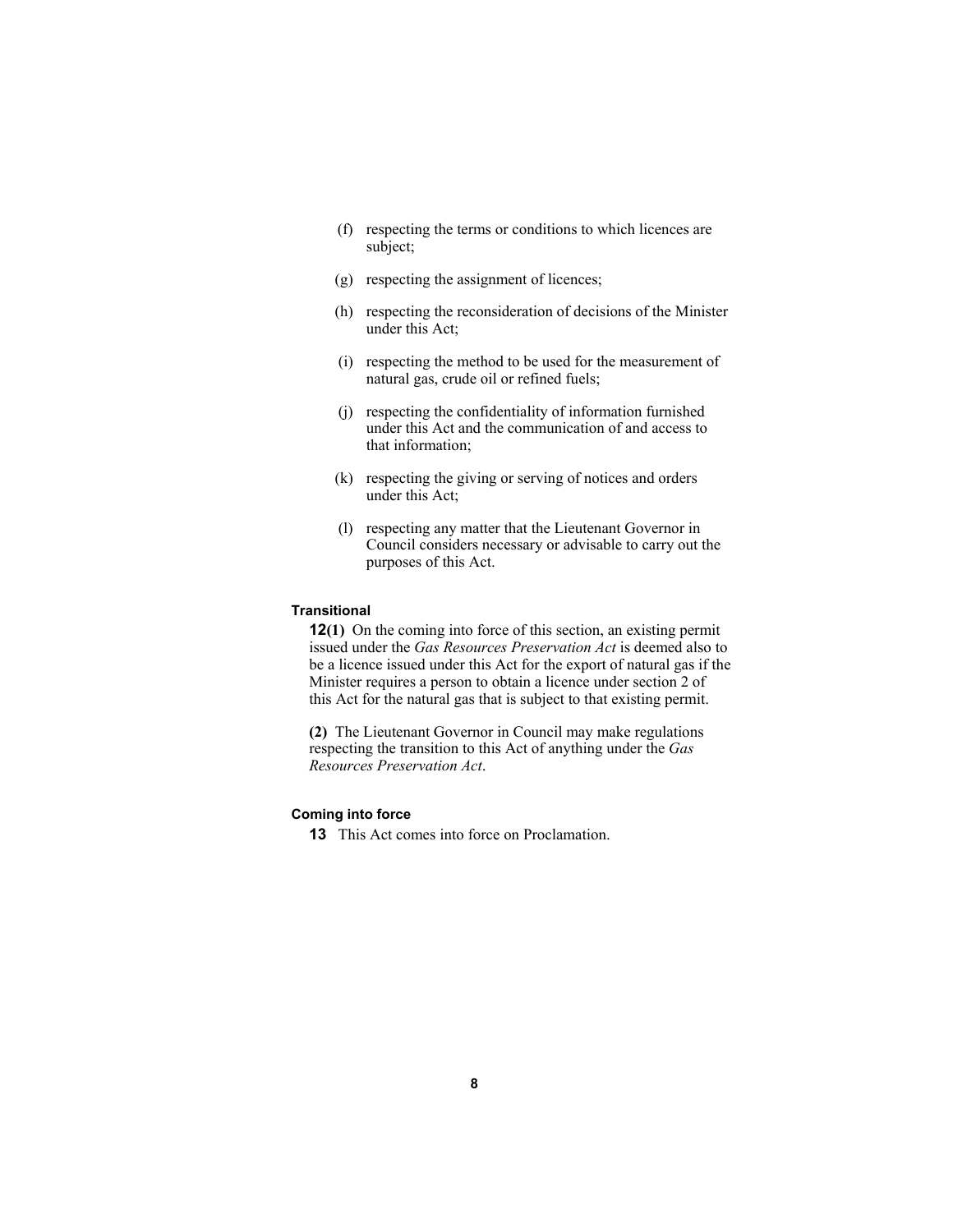(f) respecting the terms or conditions to which licences are subject;

(g) respecting the assignment of licences;

(h) respecting the reconsideration of decisions of the Minister under this Act;

(i) respecting the method to be used for the measurement of natural gas, crude oil or refined fuels;

(j) respecting the confidentiality of information furnished under this Act and the communication of and access to that information;

(k) respecting the giving or serving of notices and orders under this Act;

(l) respecting any matter that the Lieutenant Governor in Council considers necessary or advisable to carry out the purposes of this Act.

**Transitional**

**12(1)** On the coming into force of this section, an existing permit issued under the *Gas Resources Preservation Act* is deemed also to be a licence issued under this Act for the export of natural gas if the Minister requires a person to obtain a licence under section 2 of this Act for the natural gas that is subject to that existing permit.

**(2)** The Lieutenant Governor in Council may make regulations respecting the transition to this Act of anything under the *Gas Resources Preservation Act*.

**Coming into force**

**13** This Act comes into force on Proclamation.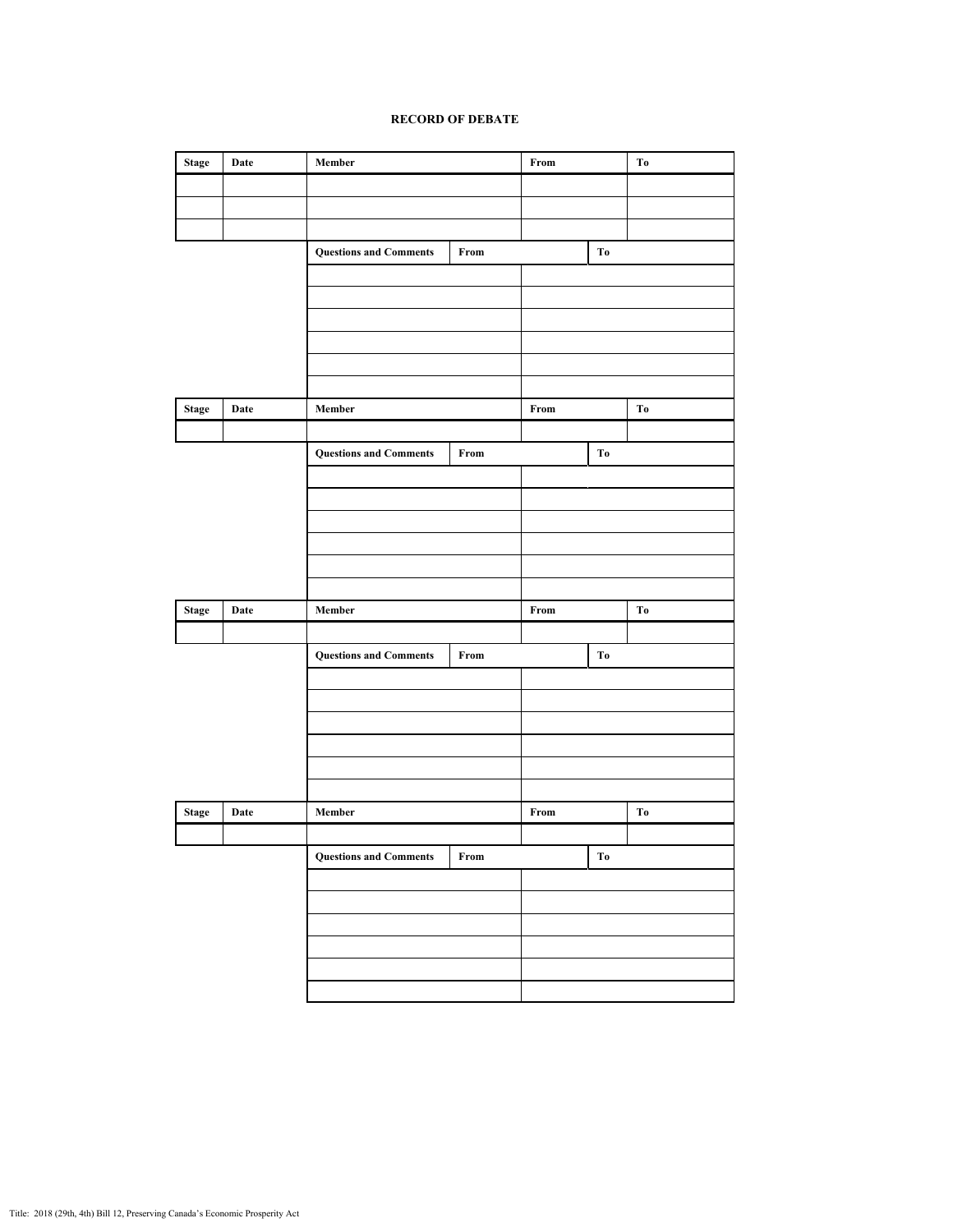**RECORD OF DEBATE**

| Stage | Date | Member | From | To |
|---|---|---|---|---|
| | | | | |
| | | | | |
| | | | | |

| Questions and Comments | From | To |
|---|---|---|
| | | |
| | | |
| | | |
| | | |
| | | |
| | | |

| Stage | Date | Member | From | To |
|---|---|---|---|---|
| | | | | |

| Questions and Comments | From | To |
|---|---|---|
| | | |
| | | |
| | | |
| | | |
| | | |
| | | |

| Stage | Date | Member | From | To |
|---|---|---|---|---|
| | | | | |

| Questions and Comments | From | To |
|---|---|---|
| | | |
| | | |
| | | |
| | | |
| | | |
| | | |

| Stage | Date | Member | From | To |
|---|---|---|---|---|
| | | | | |

| Questions and Comments | From | To |
|---|---|---|
| | | |
| | | |
| | | |
| | | |
| | | |
| | | |

Title: 2018 (29th, 4th) Bill 12, Preserving Canada's Economic Prosperity Act